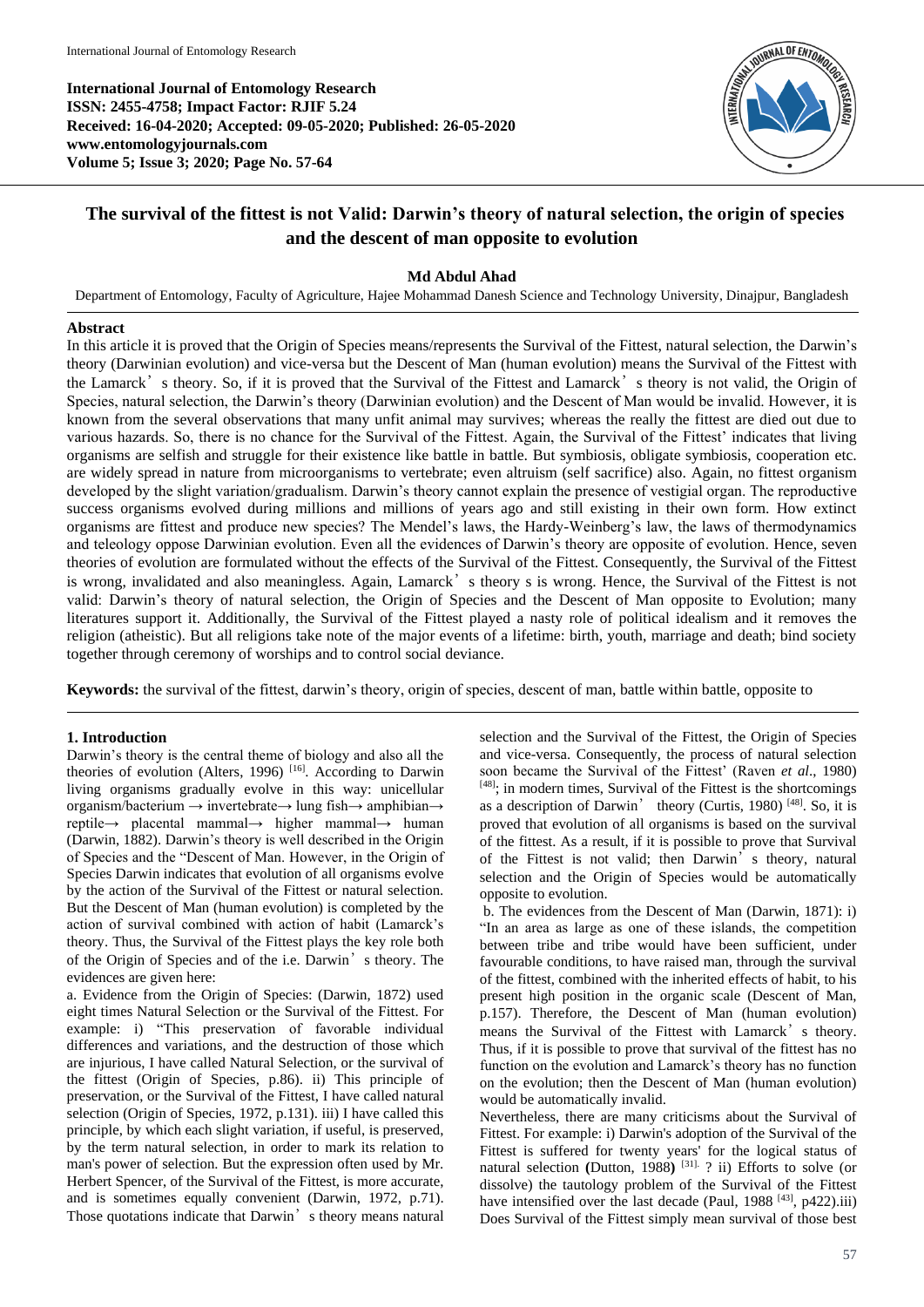International Journal of Entomology Research
ISSN: 2455-4758; Impact Factor: RJIF 5.24
Received: 16-04-2020; Accepted: 09-05-2020; Published: 26-05-2020
www.entomologyjournals.com
Volume 5; Issue 3; 2020; Page No. 57-64

# The survival of the fittest is not Valid: Darwin's theory of natural selection, the origin of species and the descent of man opposite to evolution

**Md Abdul Ahad**

Department of Entomology, Faculty of Agriculture, Hajee Mohammad Danesh Science and Technology University, Dinajpur, Bangladesh

## Abstract

In this article it is proved that the Origin of Species means/represents the Survival of the Fittest, natural selection, the Darwin's theory (Darwinian evolution) and vice-versa but the Descent of Man (human evolution) means the Survival of the Fittest with the Lamarck's theory. So, if it is proved that the Survival of the Fittest and Lamarck's theory is not valid, the Origin of Species, natural selection, the Darwin's theory (Darwinian evolution) and the Descent of Man would be invalid. However, it is known from the several observations that many unfit animal may survives; whereas the really the fittest are died out due to various hazards. So, there is no chance for the Survival of the Fittest. Again, the Survival of the Fittest' indicates that living organisms are selfish and struggle for their existence like battle in battle. But symbiosis, obligate symbiosis, cooperation etc. are widely spread in nature from microorganisms to vertebrate; even altruism (self sacrifice) also. Again, no fittest organism developed by the slight variation/gradualism. Darwin's theory cannot explain the presence of vestigial organ. The reproductive success organisms evolved during millions and millions of years ago and still existing in their own form. How extinct organisms are fittest and produce new species? The Mendel's laws, the Hardy-Weinberg's law, the laws of thermodynamics and teleology oppose Darwinian evolution. Even all the evidences of Darwin's theory are opposite of evolution. Hence, seven theories of evolution are formulated without the effects of the Survival of the Fittest. Consequently, the Survival of the Fittest is wrong, invalidated and also meaningless. Again, Lamarck's theory s is wrong. Hence, the Survival of the Fittest is not valid: Darwin's theory of natural selection, the Origin of Species and the Descent of Man opposite to Evolution; many literatures support it. Additionally, the Survival of the Fittest played a nasty role of political idealism and it removes the religion (atheistic). But all religions take note of the major events of a lifetime: birth, youth, marriage and death; bind society together through ceremony of worships and to control social deviance.

**Keywords:** the survival of the fittest, darwin's theory, origin of species, descent of man, battle within battle, opposite to

## 1. Introduction

Darwin's theory is the central theme of biology and also all the theories of evolution (Alters, 1996) [16]. According to Darwin living organisms gradually evolve in this way: unicellular organism/bacterium → invertebrate→ lung fish→ amphibian→ reptile→ placental mammal→ higher mammal→ human (Darwin, 1882). Darwin's theory is well described in the Origin of Species and the "Descent of Man. However, in the Origin of Species Darwin indicates that evolution of all organisms evolve by the action of the Survival of the Fittest or natural selection. But the Descent of Man (human evolution) is completed by the action of survival combined with action of habit (Lamarck's theory. Thus, the Survival of the Fittest plays the key role both of the Origin of Species and of the i.e. Darwin's theory. The evidences are given here:

a. Evidence from the Origin of Species: (Darwin, 1872) used eight times Natural Selection or the Survival of the Fittest. For example: i) "This preservation of favorable individual differences and variations, and the destruction of those which are injurious, I have called Natural Selection, or the survival of the fittest (Origin of Species, p.86). ii) This principle of preservation, or the Survival of the Fittest, I have called natural selection (Origin of Species, 1972, p.131). iii) I have called this principle, by which each slight variation, if useful, is preserved, by the term natural selection, in order to mark its relation to man's power of selection. But the expression often used by Mr. Herbert Spencer, of the Survival of the Fittest, is more accurate, and is sometimes equally convenient (Darwin, 1872, p.71). Those quotations indicate that Darwin's theory means natural selection and the Survival of the Fittest, the Origin of Species and vice-versa. Consequently, the process of natural selection soon became the Survival of the Fittest' (Raven *et al*., 1980) [48]; in modern times, Survival of the Fittest is the shortcomings as a description of Darwin' theory (Curtis, 1980) [48]. So, it is proved that evolution of all organisms is based on the survival of the fittest. As a result, if it is possible to prove that Survival of the Fittest is not valid; then Darwin's theory, natural selection and the Origin of Species would be automatically opposite to evolution.

b. The evidences from the Descent of Man (Darwin, 1871): i) "In an area as large as one of these islands, the competition between tribe and tribe would have been sufficient, under favourable conditions, to have raised man, through the survival of the fittest, combined with the inherited effects of habit, to his present high position in the organic scale (Descent of Man, p.157). Therefore, the Descent of Man (human evolution) means the Survival of the Fittest with Lamarck's theory. Thus, if it is possible to prove that survival of the fittest has no function on the evolution and Lamarck's theory has no function on the evolution; then the Descent of Man (human evolution) would be automatically invalid.

Nevertheless, there are many criticisms about the Survival of Fittest. For example: i) Darwin's adoption of the Survival of the Fittest is suffered for twenty years' for the logical status of natural selection **(**Dutton, 1988**)** [31]. ? ii) Efforts to solve (or dissolve) the tautology problem of the Survival of the Fittest have intensified over the last decade (Paul, 1988 [43], p422).iii) Does Survival of the Fittest simply mean survival of those best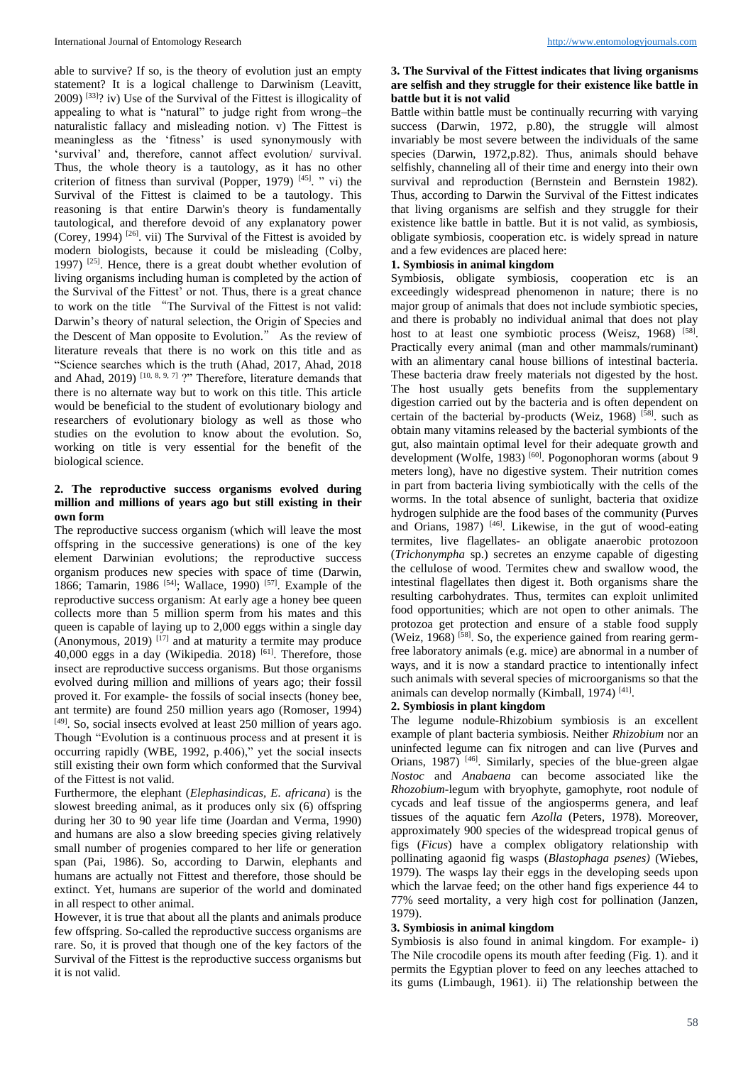able to survive? If so, is the theory of evolution just an empty statement? It is a logical challenge to Darwinism (Leavitt, 2009) [33]? iv) Use of the Survival of the Fittest is illogicality of appealing to what is "natural" to judge right from wrong–the naturalistic fallacy and misleading notion. v) The Fittest is meaningless as the 'fitness' is used synonymously with 'survival' and, therefore, cannot affect evolution/ survival. Thus, the whole theory is a tautology, as it has no other criterion of fitness than survival (Popper, 1979) [45]. " vi) the Survival of the Fittest is claimed to be a tautology. This reasoning is that entire Darwin's theory is fundamentally tautological, and therefore devoid of any explanatory power (Corey, 1994) [26]. vii) The Survival of the Fittest is avoided by modern biologists, because it could be misleading (Colby, 1997) [25]. Hence, there is a great doubt whether evolution of living organisms including human is completed by the action of the Survival of the Fittest' or not. Thus, there is a great chance to work on the title "The Survival of the Fittest is not valid: Darwin's theory of natural selection, the Origin of Species and the Descent of Man opposite to Evolution." As the review of literature reveals that there is no work on this title and as "Science searches which is the truth (Ahad, 2017, Ahad, 2018 and Ahad, 2019) [10, 8, 9, 7] ?" Therefore, literature demands that there is no alternate way but to work on this title. This article would be beneficial to the student of evolutionary biology and researchers of evolutionary biology as well as those who studies on the evolution to know about the evolution. So, working on title is very essential for the benefit of the biological science.

## 2. The reproductive success organisms evolved during million and millions of years ago but still existing in their own form

The reproductive success organism (which will leave the most offspring in the successive generations) is one of the key element Darwinian evolutions; the reproductive success organism produces new species with space of time (Darwin, 1866; Tamarin, 1986 [54]; Wallace, 1990) [57]. Example of the reproductive success organism: At early age a honey bee queen collects more than 5 million sperm from his mates and this queen is capable of laying up to 2,000 eggs within a single day (Anonymous, 2019) [17] and at maturity a termite may produce 40,000 eggs in a day (Wikipedia. 2018) [61]. Therefore, those insect are reproductive success organisms. But those organisms evolved during million and millions of years ago; their fossil proved it. For example- the fossils of social insects (honey bee, ant termite) are found 250 million years ago (Romoser, 1994) [49]. So, social insects evolved at least 250 million of years ago. Though "Evolution is a continuous process and at present it is occurring rapidly (WBE, 1992, p.406)," yet the social insects still existing their own form which conformed that the Survival of the Fittest is not valid.

Furthermore, the elephant (*Elephasindicas, E. africana*) is the slowest breeding animal, as it produces only six (6) offspring during her 30 to 90 year life time (Joardan and Verma, 1990) and humans are also a slow breeding species giving relatively small number of progenies compared to her life or generation span (Pai, 1986). So, according to Darwin, elephants and humans are actually not Fittest and therefore, those should be extinct. Yet, humans are superior of the world and dominated in all respect to other animal.

However, it is true that about all the plants and animals produce few offspring. So-called the reproductive success organisms are rare. So, it is proved that though one of the key factors of the Survival of the Fittest is the reproductive success organisms but it is not valid.

## 3. The Survival of the Fittest indicates that living organisms are selfish and they struggle for their existence like battle in battle but it is not valid

Battle within battle must be continually recurring with varying success (Darwin, 1972, p.80), the struggle will almost invariably be most severe between the individuals of the same species (Darwin, 1972,p.82). Thus, animals should behave selfishly, channeling all of their time and energy into their own survival and reproduction (Bernstein and Bernstein 1982). Thus, according to Darwin the Survival of the Fittest indicates that living organisms are selfish and they struggle for their existence like battle in battle. But it is not valid, as symbiosis, obligate symbiosis, cooperation etc. is widely spread in nature and a few evidences are placed here:

### 1. Symbiosis in animal kingdom

Symbiosis, obligate symbiosis, cooperation etc is an exceedingly widespread phenomenon in nature; there is no major group of animals that does not include symbiotic species, and there is probably no individual animal that does not play host to at least one symbiotic process (Weisz, 1968) [58]. Practically every animal (man and other mammals/ruminant) with an alimentary canal house billions of intestinal bacteria. These bacteria draw freely materials not digested by the host. The host usually gets benefits from the supplementary digestion carried out by the bacteria and is often dependent on certain of the bacterial by-products (Weiz, 1968) [58]. such as obtain many vitamins released by the bacterial symbionts of the gut, also maintain optimal level for their adequate growth and development (Wolfe, 1983) [60]. Pogonophoran worms (about 9 meters long), have no digestive system. Their nutrition comes in part from bacteria living symbiotically with the cells of the worms. In the total absence of sunlight, bacteria that oxidize hydrogen sulphide are the food bases of the community (Purves and Orians, 1987) [46]. Likewise, in the gut of wood-eating termites, live flagellates- an obligate anaerobic protozoon (*Trichonympha* sp.) secretes an enzyme capable of digesting the cellulose of wood. Termites chew and swallow wood, the intestinal flagellates then digest it. Both organisms share the resulting carbohydrates. Thus, termites can exploit unlimited food opportunities; which are not open to other animals. The protozoa get protection and ensure of a stable food supply (Weiz, 1968) [58]. So, the experience gained from rearing germ-free laboratory animals (e.g. mice) are abnormal in a number of ways, and it is now a standard practice to intentionally infect such animals with several species of microorganisms so that the animals can develop normally (Kimball, 1974) [41].

### 2. Symbiosis in plant kingdom

The legume nodule-Rhizobium symbiosis is an excellent example of plant bacteria symbiosis. Neither *Rhizobium* nor an uninfected legume can fix nitrogen and can live (Purves and Orians, 1987) [46]. Similarly, species of the blue-green algae *Nostoc* and *Anabaena* can become associated like the *Rhozobium*-legum with bryophyte, gamophyte, root nodule of cycads and leaf tissue of the angiosperms genera, and leaf tissues of the aquatic fern *Azolla* (Peters, 1978). Moreover, approximately 900 species of the widespread tropical genus of figs (*Ficus*) have a complex obligatory relationship with pollinating agaonid fig wasps (*Blastophaga psenes)* (Wiebes, 1979). The wasps lay their eggs in the developing seeds upon which the larvae feed; on the other hand figs experience 44 to 77% seed mortality, a very high cost for pollination (Janzen, 1979).

### 3. Symbiosis in animal kingdom

Symbiosis is also found in animal kingdom. For example- i) The Nile crocodile opens its mouth after feeding (Fig. 1). and it permits the Egyptian plover to feed on any leeches attached to its gums (Limbaugh, 1961). ii) The relationship between the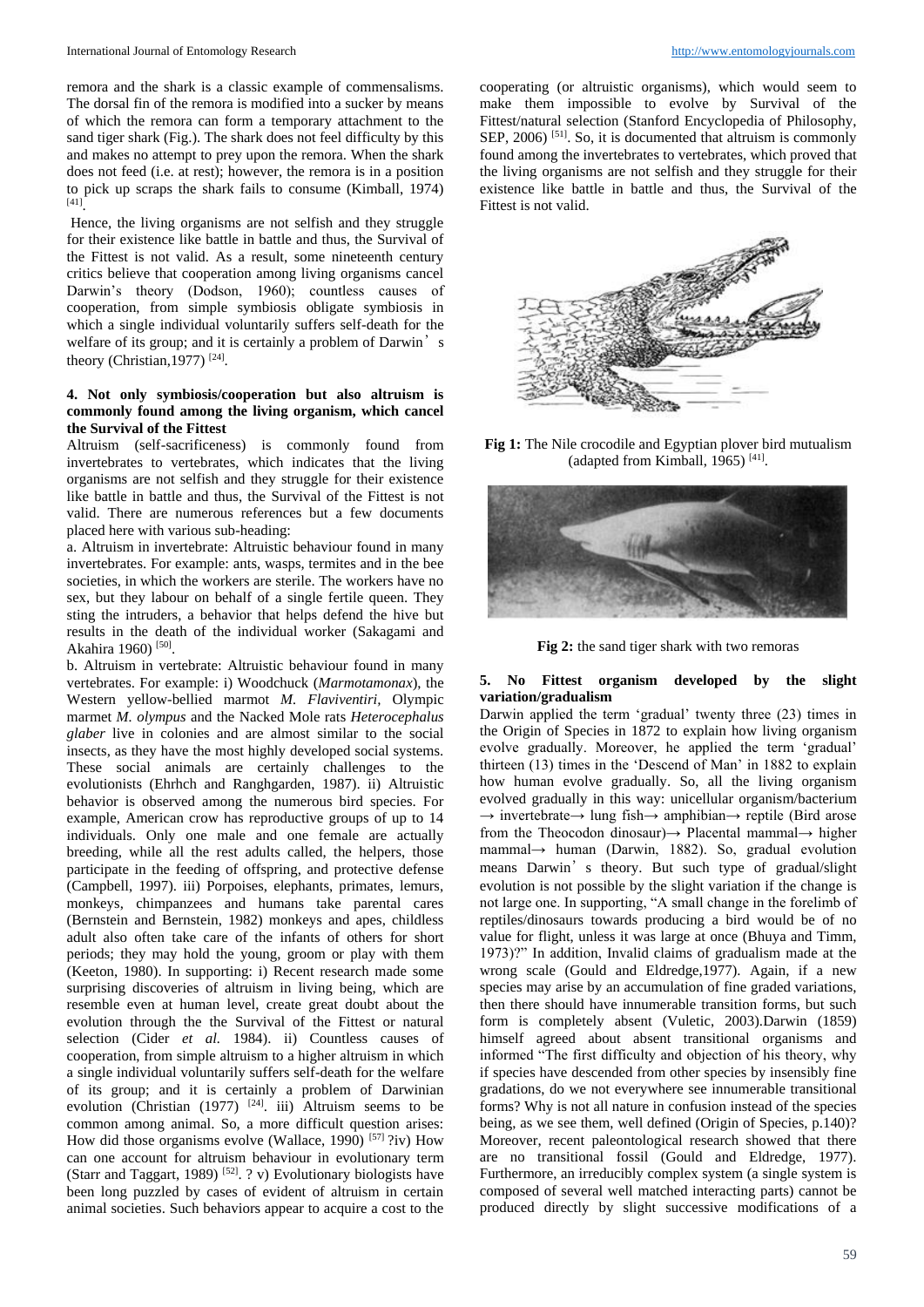remora and the shark is a classic example of commensalisms. The dorsal fin of the remora is modified into a sucker by means of which the remora can form a temporary attachment to the sand tiger shark (Fig.). The shark does not feel difficulty by this and makes no attempt to prey upon the remora. When the shark does not feed (i.e. at rest); however, the remora is in a position to pick up scraps the shark fails to consume (Kimball, 1974) [41].

Hence, the living organisms are not selfish and they struggle for their existence like battle in battle and thus, the Survival of the Fittest is not valid. As a result, some nineteenth century critics believe that cooperation among living organisms cancel Darwin's theory (Dodson, 1960); countless causes of cooperation, from simple symbiosis obligate symbiosis in which a single individual voluntarily suffers self-death for the welfare of its group; and it is certainly a problem of Darwin's theory (Christian,1977) [24].

### 4. Not only symbiosis/cooperation but also altruism is commonly found among the living organism, which cancel the Survival of the Fittest

Altruism (self-sacrificeness) is commonly found from invertebrates to vertebrates, which indicates that the living organisms are not selfish and they struggle for their existence like battle in battle and thus, the Survival of the Fittest is not valid. There are numerous references but a few documents placed here with various sub-heading:

a. Altruism in invertebrate: Altruistic behaviour found in many invertebrates. For example: ants, wasps, termites and in the bee societies, in which the workers are sterile. The workers have no sex, but they labour on behalf of a single fertile queen. They sting the intruders, a behavior that helps defend the hive but results in the death of the individual worker (Sakagami and Akahira 1960) [50].

b. Altruism in vertebrate: Altruistic behaviour found in many vertebrates. For example: i) Woodchuck (*Marmotamonax*), the Western yellow-bellied marmot *M. Flaviventiri*, Olympic marmet *M. olympus* and the Nacked Mole rats *Heterocephalus glaber* live in colonies and are almost similar to the social insects, as they have the most highly developed social systems. These social animals are certainly challenges to the evolutionists (Ehrhch and Ranghgarden, 1987). ii) Altruistic behavior is observed among the numerous bird species. For example, American crow has reproductive groups of up to 14 individuals. Only one male and one female are actually breeding, while all the rest adults called, the helpers, those participate in the feeding of offspring, and protective defense (Campbell, 1997). iii) Porpoises, elephants, primates, lemurs, monkeys, chimpanzees and humans take parental cares (Bernstein and Bernstein, 1982) monkeys and apes, childless adult also often take care of the infants of others for short periods; they may hold the young, groom or play with them (Keeton, 1980). In supporting: i) Recent research made some surprising discoveries of altruism in living being, which are resemble even at human level, create great doubt about the evolution through the the Survival of the Fittest or natural selection (Cider *et al.* 1984). ii) Countless causes of cooperation, from simple altruism to a higher altruism in which a single individual voluntarily suffers self-death for the welfare of its group; and it is certainly a problem of Darwinian evolution (Christian (1977) [24]. iii) Altruism seems to be common among animal. So, a more difficult question arises: How did those organisms evolve (Wallace, 1990) [57] ?iv) How can one account for altruism behaviour in evolutionary term (Starr and Taggart, 1989) [52]. ? v) Evolutionary biologists have been long puzzled by cases of evident of altruism in certain animal societies. Such behaviors appear to acquire a cost to the cooperating (or altruistic organisms), which would seem to make them impossible to evolve by Survival of the Fittest/natural selection (Stanford Encyclopedia of Philosophy, SEP, 2006) [51]. So, it is documented that altruism is commonly found among the invertebrates to vertebrates, which proved that the living organisms are not selfish and they struggle for their existence like battle in battle and thus, the Survival of the Fittest is not valid.

**Fig 1:** The Nile crocodile and Egyptian plover bird mutualism (adapted from Kimball, 1965) [41].

**Fig 2:** the sand tiger shark with two remoras

### 5. No Fittest organism developed by the slight variation/gradualism

Darwin applied the term 'gradual' twenty three (23) times in the Origin of Species in 1872 to explain how living organism evolve gradually. Moreover, he applied the term 'gradual' thirteen (13) times in the 'Descend of Man' in 1882 to explain how human evolve gradually. So, all the living organism evolved gradually in this way: unicellular organism/bacterium → invertebrate→ lung fish→ amphibian→ reptile (Bird arose from the Theocodon dinosaur)→ Placental mammal→ higher mammal→ human (Darwin, 1882). So, gradual evolution means Darwin's theory. But such type of gradual/slight evolution is not possible by the slight variation if the change is not large one. In supporting, "A small change in the forelimb of reptiles/dinosaurs towards producing a bird would be of no value for flight, unless it was large at once (Bhuya and Timm, 1973)?" In addition, Invalid claims of gradualism made at the wrong scale (Gould and Eldredge,1977). Again, if a new species may arise by an accumulation of fine graded variations, then there should have innumerable transition forms, but such form is completely absent (Vuletic, 2003).Darwin (1859) himself agreed about absent transitional organisms and informed "The first difficulty and objection of his theory, why if species have descended from other species by insensibly fine gradations, do we not everywhere see innumerable transitional forms? Why is not all nature in confusion instead of the species being, as we see them, well defined (Origin of Species, p.140)? Moreover, recent paleontological research showed that there are no transitional fossil (Gould and Eldredge, 1977). Furthermore, an irreducibly complex system (a single system is composed of several well matched interacting parts) cannot be produced directly by slight successive modifications of a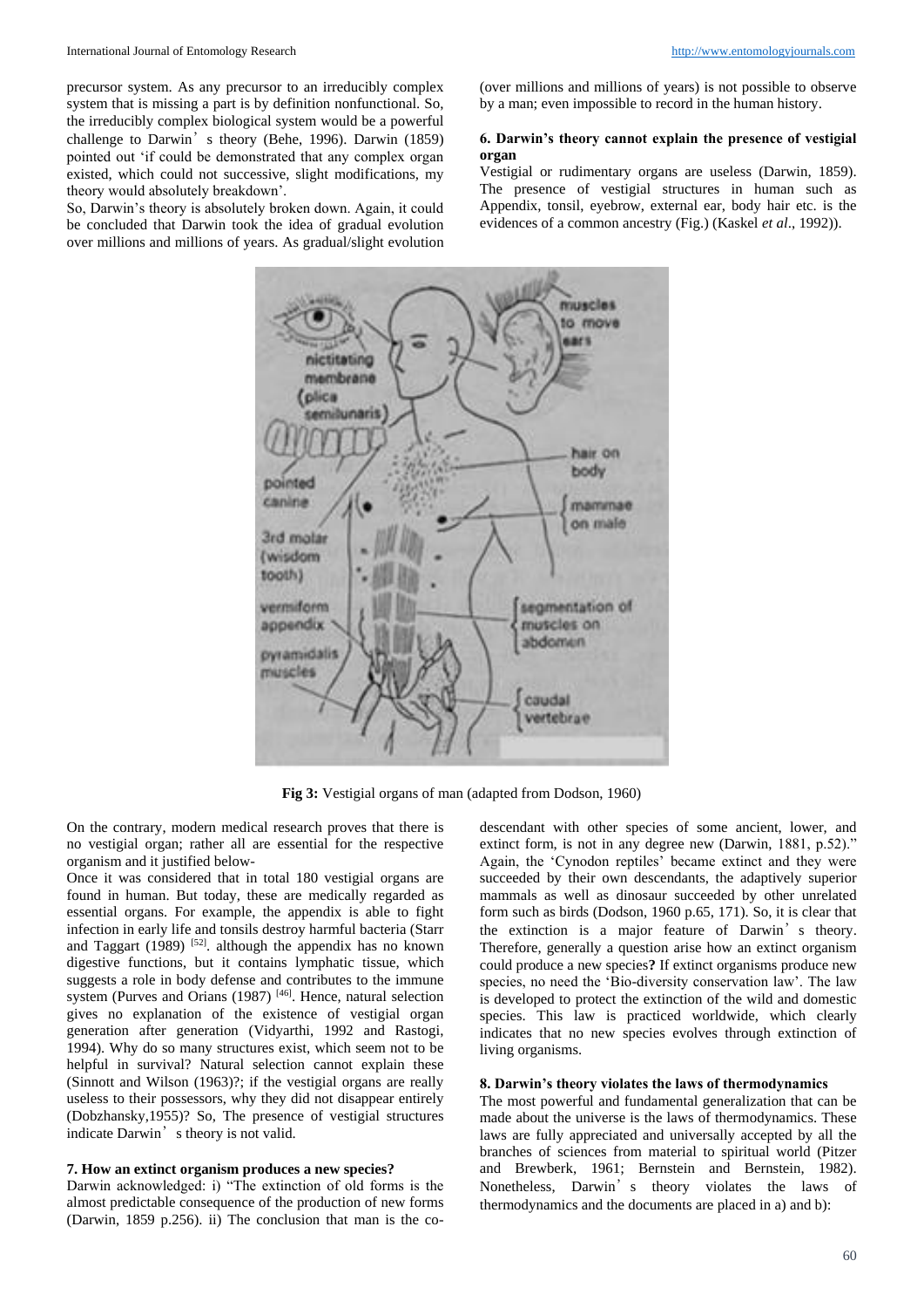precursor system. As any precursor to an irreducibly complex system that is missing a part is by definition nonfunctional. So, the irreducibly complex biological system would be a powerful challenge to Darwin's theory (Behe, 1996). Darwin (1859) pointed out 'if could be demonstrated that any complex organ existed, which could not successive, slight modifications, my theory would absolutely breakdown'.

So, Darwin's theory is absolutely broken down. Again, it could be concluded that Darwin took the idea of gradual evolution over millions and millions of years. As gradual/slight evolution (over millions and millions of years) is not possible to observe by a man; even impossible to record in the human history.

### 6. Darwin's theory cannot explain the presence of vestigial organ

Vestigial or rudimentary organs are useless (Darwin, 1859). The presence of vestigial structures in human such as Appendix, tonsil, eyebrow, external ear, body hair etc. is the evidences of a common ancestry (Fig.) (Kaskel *et al*., 1992)).

**Fig 3:** Vestigial organs of man (adapted from Dodson, 1960)

On the contrary, modern medical research proves that there is no vestigial organ; rather all are essential for the respective organism and it justified below-

Once it was considered that in total 180 vestigial organs are found in human. But today, these are medically regarded as essential organs. For example, the appendix is able to fight infection in early life and tonsils destroy harmful bacteria (Starr and Taggart (1989) [52]. although the appendix has no known digestive functions, but it contains lymphatic tissue, which suggests a role in body defense and contributes to the immune system (Purves and Orians (1987) [46]. Hence, natural selection gives no explanation of the existence of vestigial organ generation after generation (Vidyarthi, 1992 and Rastogi, 1994). Why do so many structures exist, which seem not to be helpful in survival? Natural selection cannot explain these (Sinnott and Wilson (1963)?; if the vestigial organs are really useless to their possessors, why they did not disappear entirely (Dobzhansky,1955)? So, The presence of vestigial structures indicate Darwin's theory is not valid.

### 7. How an extinct organism produces a new species?

Darwin acknowledged: i) "The extinction of old forms is the almost predictable consequence of the production of new forms (Darwin, 1859 p.256). ii) The conclusion that man is the co-descendant with other species of some ancient, lower, and extinct form, is not in any degree new (Darwin, 1881, p.52)." Again, the 'Cynodon reptiles' became extinct and they were succeeded by their own descendants, the adaptively superior mammals as well as dinosaur succeeded by other unrelated form such as birds (Dodson, 1960 p.65, 171). So, it is clear that the extinction is a major feature of Darwin's theory. Therefore, generally a question arise how an extinct organism could produce a new species**?** If extinct organisms produce new species, no need the 'Bio-diversity conservation law'. The law is developed to protect the extinction of the wild and domestic species. This law is practiced worldwide, which clearly indicates that no new species evolves through extinction of living organisms.

### 8. Darwin's theory violates the laws of thermodynamics

The most powerful and fundamental generalization that can be made about the universe is the laws of thermodynamics. These laws are fully appreciated and universally accepted by all the branches of sciences from material to spiritual world (Pitzer and Brewberk, 1961; Bernstein and Bernstein, 1982). Nonetheless, Darwin's theory violates the laws of thermodynamics and the documents are placed in a) and b):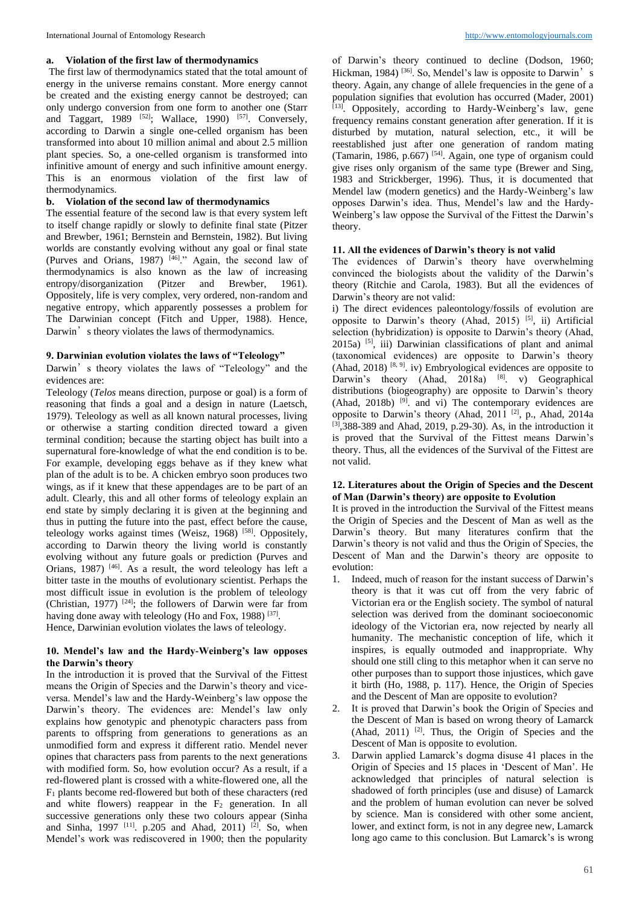**a. Violation of the first law of thermodynamics**

The first law of thermodynamics stated that the total amount of energy in the universe remains constant. More energy cannot be created and the existing energy cannot be destroyed; can only undergo conversion from one form to another (Starr and Taggart, 1989 [52]; Wallace, 1990) [57]. Conversely, according to Darwin a single one-celled organism has been transformed into about 10 million animal and about 2.5 million plant species. So, a one-celled organism is transformed into infinitive amount of energy and such infinitive amount energy. This is an enormous violation of the first law of thermodynamics.

**b. Violation of the second law of thermodynamics**

The essential feature of the second law is that every system left to itself change rapidly or slowly to definite final state (Pitzer and Brewber, 1961; Bernstein and Bernstein, 1982). But living worlds are constantly evolving without any goal or final state (Purves and Orians, 1987) [46]." Again, the second law of thermodynamics is also known as the law of increasing entropy/disorganization (Pitzer and Brewber, 1961). Oppositely, life is very complex, very ordered, non-random and negative entropy, which apparently possesses a problem for The Darwinian concept (Fitch and Upper, 1988). Hence, Darwin's theory violates the laws of thermodynamics.

**9. Darwinian evolution violates the laws of "Teleology"**

Darwin's theory violates the laws of "Teleology" and the evidences are:

Teleology (*Telos* means direction, purpose or goal) is a form of reasoning that finds a goal and a design in nature (Laetsch, 1979). Teleology as well as all known natural processes, living or otherwise a starting condition directed toward a given terminal condition; because the starting object has built into a supernatural fore-knowledge of what the end condition is to be. For example, developing eggs behave as if they knew what plan of the adult is to be. A chicken embryo soon produces two wings, as if it knew that these appendages are to be part of an adult. Clearly, this and all other forms of teleology explain an end state by simply declaring it is given at the beginning and thus in putting the future into the past, effect before the cause, teleology works against times (Weisz, 1968) [58]. Oppositely, according to Darwin theory the living world is constantly evolving without any future goals or prediction (Purves and Orians, 1987) [46]. As a result, the word teleology has left a bitter taste in the mouths of evolutionary scientist. Perhaps the most difficult issue in evolution is the problem of teleology (Christian, 1977) [24]; the followers of Darwin were far from having done away with teleology (Ho and Fox, 1988) [37].
Hence, Darwinian evolution violates the laws of teleology.

**10. Mendel's law and the Hardy-Weinberg's law opposes the Darwin's theory**

In the introduction it is proved that the Survival of the Fittest means the Origin of Species and the Darwin's theory and vice-versa. Mendel's law and the Hardy-Weinberg's law oppose the Darwin's theory. The evidences are: Mendel's law only explains how genotypic and phenotypic characters pass from parents to offspring from generations to generations as an unmodified form and express it different ratio. Mendel never opines that characters pass from parents to the next generations with modified form. So, how evolution occur? As a result, if a red-flowered plant is crossed with a white-flowered one, all the $F_1$ plants become red-flowered but both of these characters (red and white flowers) reappear in the $F_2$ generation. In all successive generations only these two colours appear (Sinha and Sinha, 1997 [11]. p.205 and Ahad, 2011) [2]. So, when Mendel's work was rediscovered in 1900; then the popularity of Darwin's theory continued to decline (Dodson, 1960; Hickman, 1984) [36]. So, Mendel's law is opposite to Darwin's theory. Again, any change of allele frequencies in the gene of a population signifies that evolution has occurred (Mader, 2001) [13]. Oppositely, according to Hardy-Weinberg's law, gene frequency remains constant generation after generation. If it is disturbed by mutation, natural selection, etc., it will be reestablished just after one generation of random mating (Tamarin, 1986, p.667) [54]. Again, one type of organism could give rises only organism of the same type (Brewer and Sing, 1983 and Strickberger, 1996). Thus, it is documented that Mendel law (modern genetics) and the Hardy-Weinberg's law opposes Darwin's idea. Thus, Mendel's law and the Hardy-Weinberg's law oppose the Survival of the Fittest the Darwin's theory.

**11. All the evidences of Darwin's theory is not valid**

The evidences of Darwin's theory have overwhelming convinced the biologists about the validity of the Darwin's theory (Ritchie and Carola, 1983). But all the evidences of Darwin's theory are not valid:

i) The direct evidences paleontology/fossils of evolution are opposite to Darwin's theory (Ahad, 2015) [5], ii) Artificial selection (hybridization) is opposite to Darwin's theory (Ahad, 2015a) [5], iii) Darwinian classifications of plant and animal (taxonomical evidences) are opposite to Darwin's theory (Ahad, 2018) [8, 9]. iv) Embryological evidences are opposite to Darwin's theory (Ahad, 2018a) [8]. v) Geographical distributions (biogeography) are opposite to Darwin's theory (Ahad, 2018b) [9]. and vi) The contemporary evidences are opposite to Darwin's theory (Ahad, 2011 [2], p., Ahad, 2014a [3],388-389 and Ahad, 2019, p.29-30). As, in the introduction it is proved that the Survival of the Fittest means Darwin's theory. Thus, all the evidences of the Survival of the Fittest are not valid.

**12. Literatures about the Origin of Species and the Descent of Man (Darwin's theory) are opposite to Evolution**

It is proved in the introduction the Survival of the Fittest means the Origin of Species and the Descent of Man as well as the Darwin's theory. But many literatures confirm that the Darwin's theory is not valid and thus the Origin of Species, the Descent of Man and the Darwin's theory are opposite to evolution:

1. Indeed, much of reason for the instant success of Darwin's theory is that it was cut off from the very fabric of Victorian era or the English society. The symbol of natural selection was derived from the dominant socioeconomic ideology of the Victorian era, now rejected by nearly all humanity. The mechanistic conception of life, which it inspires, is equally outmoded and inappropriate. Why should one still cling to this metaphor when it can serve no other purposes than to support those injustices, which gave it birth (Ho, 1988, p. 117). Hence, the Origin of Species and the Descent of Man are opposite to evolution?
2. It is proved that Darwin's book the Origin of Species and the Descent of Man is based on wrong theory of Lamarck (Ahad, 2011) [2]. Thus, the Origin of Species and the Descent of Man is opposite to evolution.
3. Darwin applied Lamarck's dogma disuse 41 places in the Origin of Species and 15 places in 'Descent of Man'. He acknowledged that principles of natural selection is shadowed of forth principles (use and disuse) of Lamarck and the problem of human evolution can never be solved by science. Man is considered with other some ancient, lower, and extinct form, is not in any degree new, Lamarck long ago came to this conclusion. But Lamarck's is wrong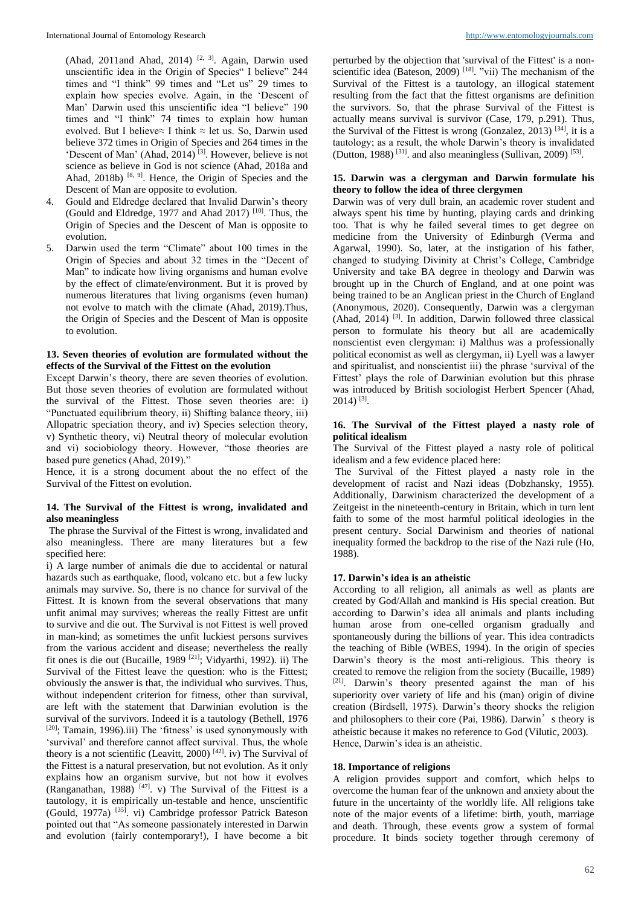(Ahad, 2011and Ahad, 2014) [2, 3]. Again, Darwin used unscientific idea in the Origin of Species" I believe" 244 times and "I think" 99 times and "Let us" 29 times to explain how species evolve. Again, in the 'Descent of Man' Darwin used this unscientific idea "I believe" 190 times and "I think" 74 times to explain how human evolved. But I believe≈ I think ≈ let us. So, Darwin used believe 372 times in Origin of Species and 264 times in the 'Descent of Man' (Ahad, 2014) [3]. However, believe is not science as believe in God is not science (Ahad, 2018a and Ahad, 2018b) [8, 9]. Hence, the Origin of Species and the Descent of Man are opposite to evolution.

4. Gould and Eldredge declared that Invalid Darwin's theory (Gould and Eldredge, 1977 and Ahad 2017) [10]. Thus, the Origin of Species and the Descent of Man is opposite to evolution.
5. Darwin used the term "Climate" about 100 times in the Origin of Species and about 32 times in the "Decent of Man" to indicate how living organisms and human evolve by the effect of climate/environment. But it is proved by numerous literatures that living organisms (even human) not evolve to match with the climate (Ahad, 2019).Thus, the Origin of Species and the Descent of Man is opposite to evolution.

### 13. Seven theories of evolution are formulated without the effects of the Survival of the Fittest on the evolution

Except Darwin's theory, there are seven theories of evolution. But those seven theories of evolution are formulated without the survival of the Fittest. Those seven theories are: i) "Punctuated equilibrium theory, ii) Shifting balance theory, iii) Allopatric speciation theory, and iv) Species selection theory, v) Synthetic theory, vi) Neutral theory of molecular evolution and vi) sociobiology theory. However, "those theories are based pure genetics (Ahad, 2019)."

Hence, it is a strong document about the no effect of the Survival of the Fittest on evolution.

### 14. The Survival of the Fittest is wrong, invalidated and also meaningless

The phrase the Survival of the Fittest is wrong, invalidated and also meaningless. There are many literatures but a few specified here:

i) A large number of animals die due to accidental or natural hazards such as earthquake, flood, volcano etc. but a few lucky animals may survive. So, there is no chance for survival of the Fittest. It is known from the several observations that many unfit animal may survives; whereas the really Fittest are unfit to survive and die out. The Survival is not Fittest is well proved in man-kind; as sometimes the unfit luckiest persons survives from the various accident and disease; nevertheless the really fit ones is die out (Bucaille, 1989 [21]; Vidyarthi, 1992). ii) The Survival of the Fittest leave the question: who is the Fittest; obviously the answer is that, the individual who survives. Thus, without independent criterion for fitness, other than survival, are left with the statement that Darwinian evolution is the survival of the survivors. Indeed it is a tautology (Bethell, 1976 [20]; Tamain, 1996).iii) The 'fitness' is used synonymously with 'survival' and therefore cannot affect survival. Thus, the whole theory is a not scientific (Leavitt, 2000) [42]. iv) The Survival of the Fittest is a natural preservation, but not evolution. As it only explains how an organism survive, but not how it evolves (Ranganathan, 1988) [47]. v) The Survival of the Fittest is a tautology, it is empirically un-testable and hence, unscientific (Gould, 1977a) [35]. vi) Cambridge professor Patrick Bateson pointed out that "As someone passionately interested in Darwin and evolution (fairly contemporary!), I have become a bit perturbed by the objection that 'survival of the Fittest' is a non-scientific idea (Bateson, 2009) [18]. "vii) The mechanism of the Survival of the Fittest is a tautology, an illogical statement resulting from the fact that the fittest organisms are definition the survivors. So, that the phrase Survival of the Fittest is actually means survival is survivor (Case, 179, p.291). Thus, the Survival of the Fittest is wrong (Gonzalez, 2013) [34], it is a tautology; as a result, the whole Darwin's theory is invalidated (Dutton, 1988) [31]. and also meaningless (Sullivan, 2009) [53].

### 15. Darwin was a clergyman and Darwin formulate his theory to follow the idea of three clergymen

Darwin was of very dull brain, an academic rover student and always spent his time by hunting, playing cards and drinking too. That is why he failed several times to get degree on medicine from the University of Edinburgh (Verma and Agarwal, 1990). So, later, at the instigation of his father, changed to studying Divinity at Christ's College, Cambridge University and take BA degree in theology and Darwin was brought up in the Church of England, and at one point was being trained to be an Anglican priest in the Church of England (Anonymous, 2020). Consequently, Darwin was a clergyman (Ahad, 2014) [3]. In addition, Darwin followed three classical person to formulate his theory but all are academically nonscientist even clergyman: i) Malthus was a professionally political economist as well as clergyman, ii) Lyell was a lawyer and spiritualist, and nonscientist iii) the phrase 'survival of the Fittest' plays the role of Darwinian evolution but this phrase was introduced by British sociologist Herbert Spencer (Ahad, 2014) [3].

### 16. The Survival of the Fittest played a nasty role of political idealism

The Survival of the Fittest played a nasty role of political idealism and a few evidence placed here:

The Survival of the Fittest played a nasty role in the development of racist and Nazi ideas (Dobzhansky, 1955). Additionally, Darwinism characterized the development of a Zeitgeist in the nineteenth-century in Britain, which in turn lent faith to some of the most harmful political ideologies in the present century. Social Darwinism and theories of national inequality formed the backdrop to the rise of the Nazi rule (Ho, 1988).

### 17. Darwin's idea is an atheistic

According to all religion, all animals as well as plants are created by God/Allah and mankind is His special creation. But according to Darwin's idea all animals and plants including human arose from one-celled organism gradually and spontaneously during the billions of year. This idea contradicts the teaching of Bible (WBES, 1994). In the origin of species Darwin's theory is the most anti-religious. This theory is created to remove the religion from the society (Bucaille, 1989) [21]. Darwin's theory presented against the man of his superiority over variety of life and his (man) origin of divine creation (Birdsell, 1975). Darwin's theory shocks the religion and philosophers to their core (Pai, 1986). Darwin's theory is atheistic because it makes no reference to God (Vilutic, 2003). Hence, Darwin's idea is an atheistic.

### 18. Importance of religions

A religion provides support and comfort, which helps to overcome the human fear of the unknown and anxiety about the future in the uncertainty of the worldly life. All religions take note of the major events of a lifetime: birth, youth, marriage and death. Through, these events grow a system of formal procedure. It binds society together through ceremony of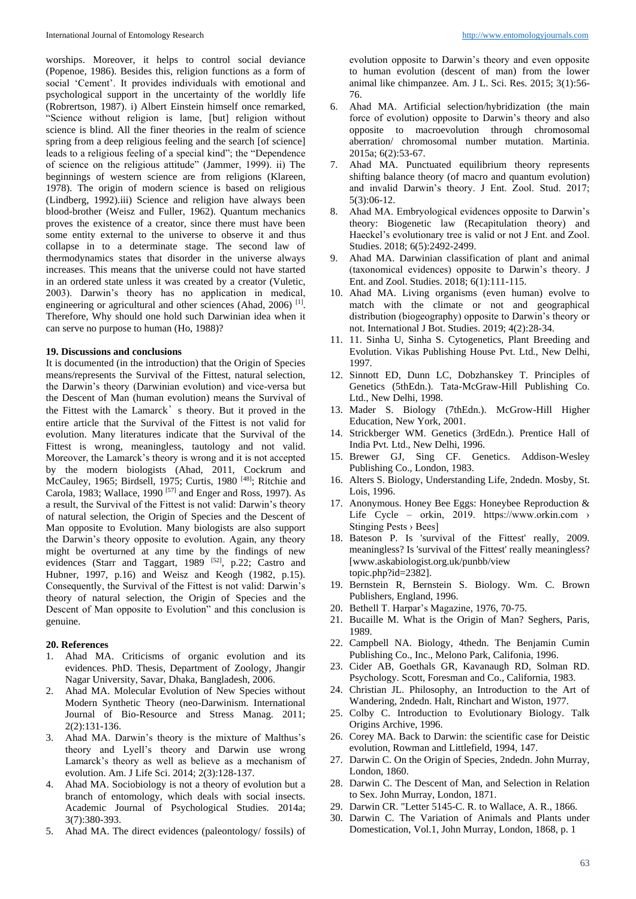worships. Moreover, it helps to control social deviance (Popenoe, 1986). Besides this, religion functions as a form of social 'Cement'. It provides individuals with emotional and psychological support in the uncertainty of the worldly life (Robrertson, 1987). i) Albert Einstein himself once remarked, "Science without religion is lame, [but] religion without science is blind. All the finer theories in the realm of science spring from a deep religious feeling and the search [of science] leads to a religious feeling of a special kind"; the "Dependence of science on the religious attitude" (Jammer, 1999). ii) The beginnings of western science are from religions (Klareen, 1978). The origin of modern science is based on religious (Lindberg, 1992).iii) Science and religion have always been blood-brother (Weisz and Fuller, 1962). Quantum mechanics proves the existence of a creator, since there must have been some entity external to the universe to observe it and thus collapse in to a determinate stage. The second law of thermodynamics states that disorder in the universe always increases. This means that the universe could not have started in an ordered state unless it was created by a creator (Vuletic, 2003). Darwin's theory has no application in medical, engineering or agricultural and other sciences (Ahad, 2006) [1]. Therefore, Why should one hold such Darwinian idea when it can serve no purpose to human (Ho, 1988)?

**19. Discussions and conclusions**

It is documented (in the introduction) that the Origin of Species means/represents the Survival of the Fittest, natural selection, the Darwin's theory (Darwinian evolution) and vice-versa but the Descent of Man (human evolution) means the Survival of the Fittest with the Lamarck' s theory. But it proved in the entire article that the Survival of the Fittest is not valid for evolution. Many literatures indicate that the Survival of the Fittest is wrong, meaningless, tautology and not valid. Moreover, the Lamarck's theory is wrong and it is not accepted by the modern biologists (Ahad, 2011, Cockrum and McCauley, 1965; Birdsell, 1975; Curtis, 1980 [48]; Ritchie and Carola, 1983; Wallace, 1990 [57] and Enger and Ross, 1997). As a result, the Survival of the Fittest is not valid: Darwin's theory of natural selection, the Origin of Species and the Descent of Man opposite to Evolution. Many biologists are also support the Darwin's theory opposite to evolution. Again, any theory might be overturned at any time by the findings of new evidences (Starr and Taggart, 1989 [52], p.22; Castro and Hubner, 1997, p.16) and Weisz and Keogh (1982, p.15). Consequently, the Survival of the Fittest is not valid: Darwin's theory of natural selection, the Origin of Species and the Descent of Man opposite to Evolution" and this conclusion is genuine.

**20. References**

1. Ahad MA. Criticisms of organic evolution and its evidences. PhD. Thesis, Department of Zoology, Jhangir Nagar University, Savar, Dhaka, Bangladesh, 2006.
2. Ahad MA. Molecular Evolution of New Species without Modern Synthetic Theory (neo-Darwinism. International Journal of Bio-Resource and Stress Manag. 2011; 2(2):131-136.
3. Ahad MA. Darwin's theory is the mixture of Malthus's theory and Lyell's theory and Darwin use wrong Lamarck's theory as well as believe as a mechanism of evolution. Am. J Life Sci. 2014; 2(3):128-137.
4. Ahad MA. Sociobiology is not a theory of evolution but a branch of entomology, which deals with social insects. Academic Journal of Psychological Studies. 2014a; 3(7):380-393.
5. Ahad MA. The direct evidences (paleontology/ fossils) of evolution opposite to Darwin's theory and even opposite to human evolution (descent of man) from the lower animal like chimpanzee. Am. J L. Sci. Res. 2015; 3(1):56-76.
6. Ahad MA. Artificial selection/hybridization (the main force of evolution) opposite to Darwin's theory and also opposite to macroevolution through chromosomal aberration/ chromosomal number mutation. Martinia. 2015a; 6(2):53-67.
7. Ahad MA. Punctuated equilibrium theory represents shifting balance theory (of macro and quantum evolution) and invalid Darwin's theory. J Ent. Zool. Stud. 2017; 5(3):06-12.
8. Ahad MA. Embryological evidences opposite to Darwin's theory: Biogenetic law (Recapitulation theory) and Haeckel's evolutionary tree is valid or not J Ent. and Zool. Studies. 2018; 6(5):2492-2499.
9. Ahad MA. Darwinian classification of plant and animal (taxonomical evidences) opposite to Darwin's theory. J Ent. and Zool. Studies. 2018; 6(1):111-115.
10. Ahad MA. Living organisms (even human) evolve to match with the climate or not and geographical distribution (biogeography) opposite to Darwin's theory or not. International J Bot. Studies. 2019; 4(2):28-34.
11. 11. Sinha U, Sinha S. Cytogenetics, Plant Breeding and Evolution. Vikas Publishing House Pvt. Ltd., New Delhi, 1997.
12. Sinnott ED, Dunn LC, Dobzhanskey T. Principles of Genetics (5thEdn.). Tata-McGraw-Hill Publishing Co. Ltd., New Delhi, 1998.
13. Mader S. Biology (7thEdn.). McGrow-Hill Higher Education, New York, 2001.
14. Strickberger WM. Genetics (3rdEdn.). Prentice Hall of India Pvt. Ltd., New Delhi, 1996.
15. Brewer GJ, Sing CF. Genetics. Addison-Wesley Publishing Co., London, 1983.
16. Alters S. Biology, Understanding Life, 2ndedn. Mosby, St. Lois, 1996.
17. Anonymous. Honey Bee Eggs: Honeybee Reproduction & Life Cycle – orkin, 2019. https://www.orkin.com › Stinging Pests › Bees]
18. Bateson P. Is 'survival of the Fittest' really, 2009. meaningless? Is 'survival of the Fittest' really meaningless? [www.askabiologist.org.uk/punbb/view topic.php?id=2382].
19. Bernstein R, Bernstein S. Biology. Wm. C. Brown Publishers, England, 1996.
20. Bethell T. Harpar's Magazine, 1976, 70-75.
21. Bucaille M. What is the Origin of Man? Seghers, Paris, 1989.
22. Campbell NA. Biology, 4thedn. The Benjamin Cumin Publishing Co., Inc., Melono Park, Califonia, 1996.
23. Cider AB, Goethals GR, Kavanaugh RD, Solman RD. Psychology. Scott, Foresman and Co., California, 1983.
24. Christian JL. Philosophy, an Introduction to the Art of Wandering, 2ndedn. Halt, Rinchart and Wiston, 1977.
25. Colby C. Introduction to Evolutionary Biology. Talk Origins Archive, 1996.
26. Corey MA. Back to Darwin: the scientific case for Deistic evolution, Rowman and Littlefield, 1994, 147.
27. Darwin C. On the Origin of Species, 2ndedn. John Murray, London, 1860.
28. Darwin C. The Descent of Man, and Selection in Relation to Sex. John Murray, London, 1871.
29. Darwin CR. "Letter 5145-C. R. to Wallace, A. R., 1866.
30. Darwin C. The Variation of Animals and Plants under Domestication, Vol.1, John Murray, London, 1868, p. 1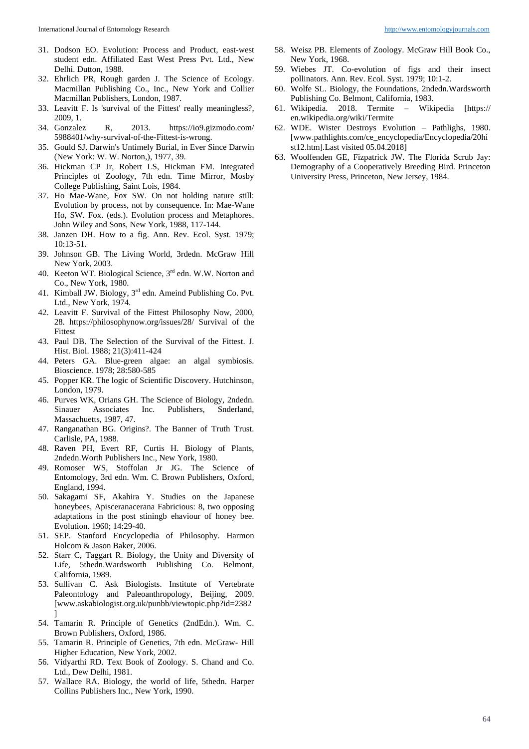31. Dodson EO. Evolution: Process and Product, east-west student edn. Affiliated East West Press Pvt. Ltd., New Delhi. Dutton, 1988.
32. Ehrlich PR, Rough garden J. The Science of Ecology. Macmillan Publishing Co., Inc., New York and Collier Macmillan Publishers, London, 1987.
33. Leavitt F. Is 'survival of the Fittest' really meaningless?, 2009, 1.
34. Gonzalez R, 2013. https://io9.gizmodo.com/ 5988401/why-survival-of-the-Fittest-is-wrong.
35. Gould SJ. Darwin's Untimely Burial, in Ever Since Darwin (New York: W. W. Norton,), 1977, 39.
36. Hickman CP Jr, Robert LS, Hickman FM. Integrated Principles of Zoology, 7th edn. Time Mirror, Mosby College Publishing, Saint Lois, 1984.
37. Ho Mae-Wane, Fox SW. On not holding nature still: Evolution by process, not by consequence. In: Mae-Wane Ho, SW. Fox. (eds.). Evolution process and Metaphores. John Wiley and Sons, New York, 1988, 117-144.
38. Janzen DH. How to a fig. Ann. Rev. Ecol. Syst. 1979; 10:13-51.
39. Johnson GB. The Living World, 3rdedn. McGraw Hill New York, 2003.
40. Keeton WT. Biological Science, 3rd edn. W.W. Norton and Co., New York, 1980.
41. Kimball JW. Biology, 3rd edn. Ameind Publishing Co. Pvt. Ltd., New York, 1974.
42. Leavitt F. Survival of the Fittest Philosophy Now, 2000, 28. https://philosophynow.org/issues/28/ Survival of the Fittest
43. Paul DB. The Selection of the Survival of the Fittest. J. Hist. Biol. 1988; 21(3):411-424
44. Peters GA. Blue-green algae: an algal symbiosis. Bioscience. 1978; 28:580-585
45. Popper KR. The logic of Scientific Discovery. Hutchinson, London, 1979.
46. Purves WK, Orians GH. The Science of Biology, 2ndedn. Sinauer Associates Inc. Publishers, Snderland, Massachuetts, 1987, 47.
47. Ranganathan BG. Origins?. The Banner of Truth Trust. Carlisle, PA, 1988.
48. Raven PH, Evert RF, Curtis H. Biology of Plants, 2ndedn.Worth Publishers Inc., New York, 1980.
49. Romoser WS, Stoffolan Jr JG. The Science of Entomology, 3rd edn. Wm. C. Brown Publishers, Oxford, England, 1994.
50. Sakagami SF, Akahira Y. Studies on the Japanese honeybees, Apisceranacerana Fabricious: 8, two opposing adaptations in the post stiningb ehaviour of honey bee. Evolution. 1960; 14:29-40.
51. SEP. Stanford Encyclopedia of Philosophy. Harmon Holcom & Jason Baker, 2006.
52. Starr C, Taggart R. Biology, the Unity and Diversity of Life, 5thedn.Wardsworth Publishing Co. Belmont, California, 1989.
53. Sullivan C. Ask Biologists. Institute of Vertebrate Paleontology and Paleoanthropology, Beijing, 2009. [www.askabiologist.org.uk/punbb/viewtopic.php?id=2382 ]
54. Tamarin R. Principle of Genetics (2ndEdn.). Wm. C. Brown Publishers, Oxford, 1986.
55. Tamarin R. Principle of Genetics, 7th edn. McGraw- Hill Higher Education, New York, 2002.
56. Vidyarthi RD. Text Book of Zoology. S. Chand and Co. Ltd., Dew Delhi, 1981.
57. Wallace RA. Biology, the world of life, 5thedn. Harper Collins Publishers Inc., New York, 1990.
58. Weisz PB. Elements of Zoology. McGraw Hill Book Co., New York, 1968.
59. Wiebes JT. Co-evolution of figs and their insect pollinators. Ann. Rev. Ecol. Syst. 1979; 10:1-2.
60. Wolfe SL. Biology, the Foundations, 2ndedn.Wardsworth Publishing Co. Belmont, California, 1983.
61. Wikipedia. 2018. Termite – Wikipedia [https:// en.wikipedia.org/wiki/Termite
62. WDE. Wister Destroys Evolution – Pathlighs, 1980. [www.pathlights.com/ce_encyclopedia/Encyclopedia/20hi st12.htm].Last visited 05.04.2018]
63. Woolfenden GE, Fizpatrick JW. The Florida Scrub Jay: Demography of a Cooperatively Breeding Bird. Princeton University Press, Princeton, New Jersey, 1984.